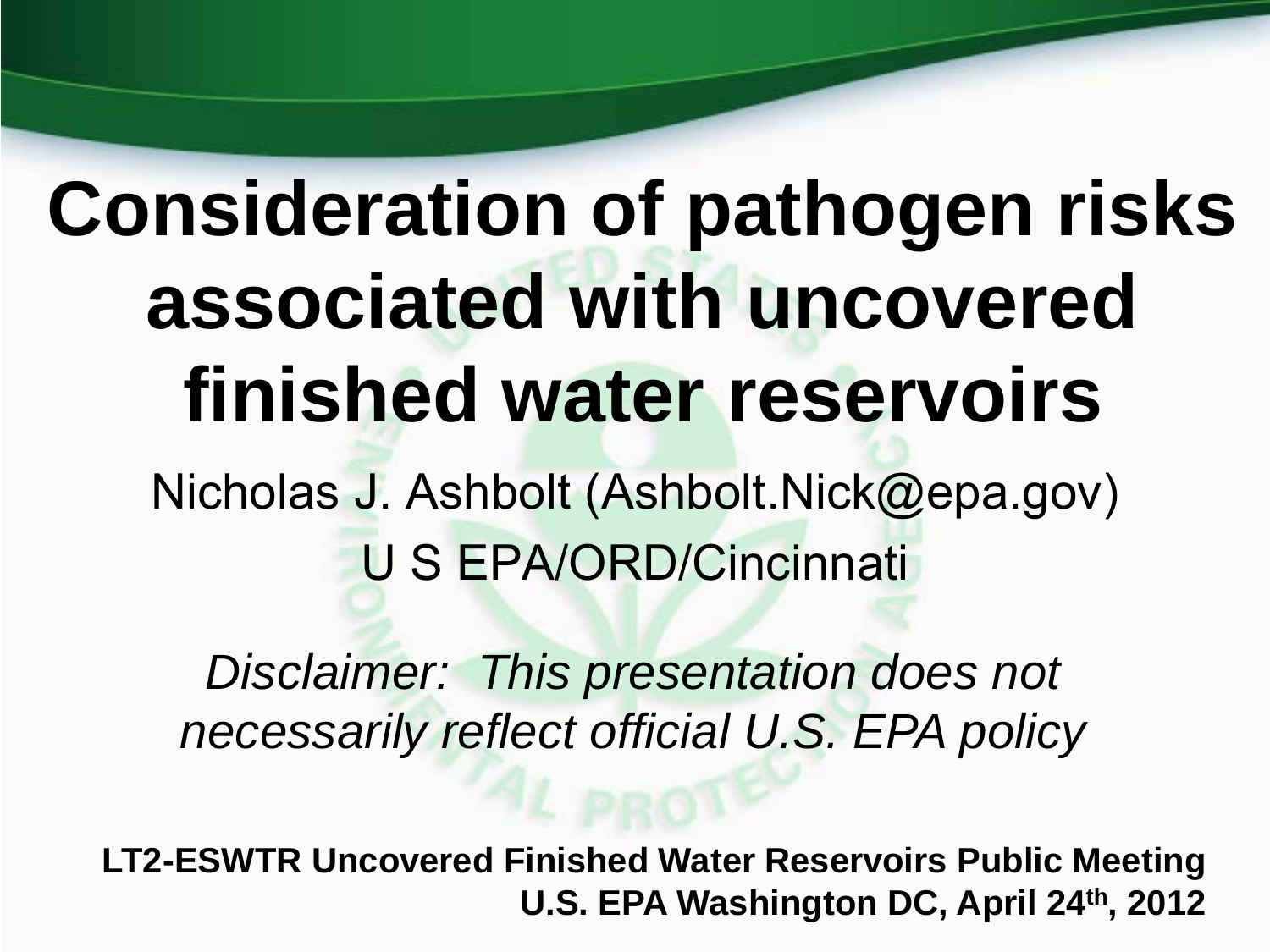# Consideration of pathogen risks associated with uncovered finished water reservoirs

Nicholas J. Ashbolt (Ashbolt.Nick@epa.gov)

U S EPA/ORD/Cincinnati

*Disclaimer: This presentation does not necessarily reflect official U.S. EPA policy*

**LT2-ESWTR Uncovered Finished Water Reservoirs Public Meeting**
**U.S. EPA Washington DC, April 24th, 2012**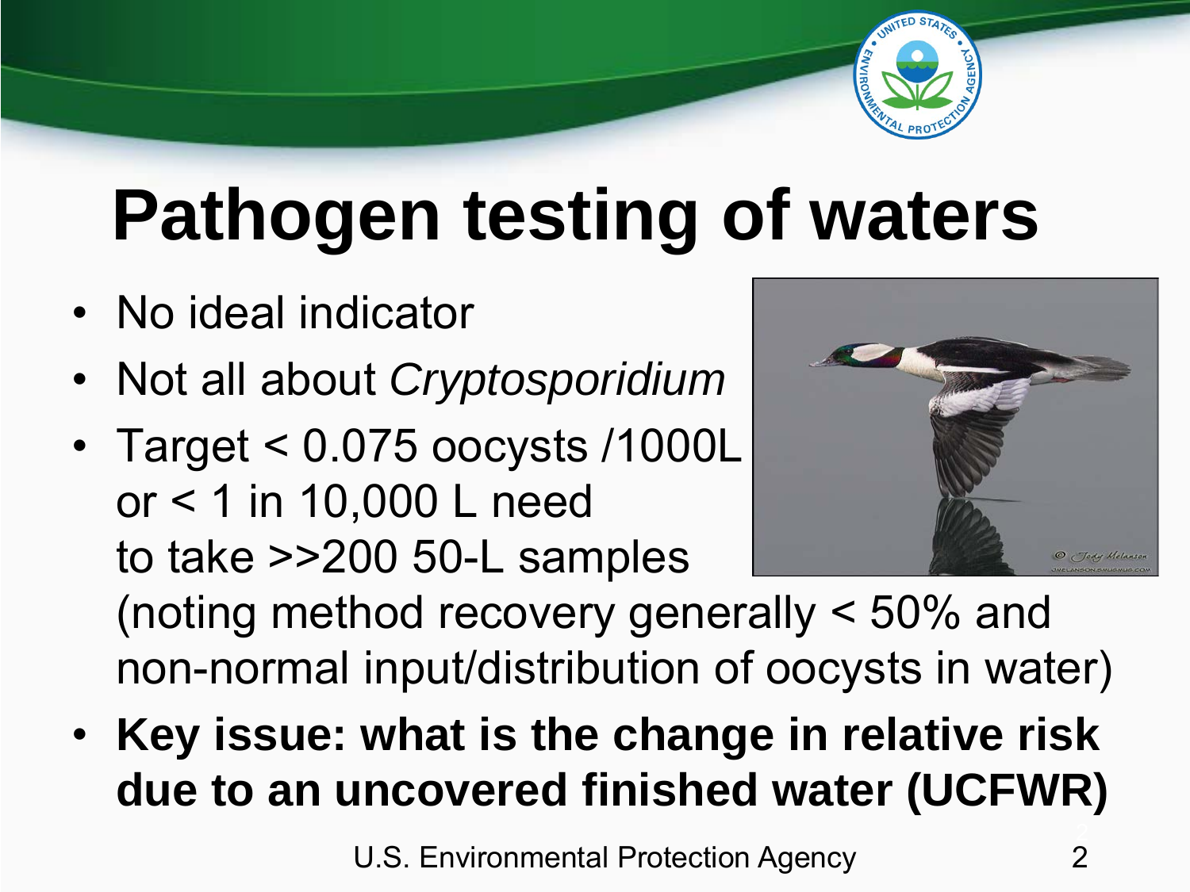# Pathogen testing of waters

- No ideal indicator
- Not all about *Cryptosporidium*
- Target < 0.075 oocysts /1000L or < 1 in 10,000 L need to take >>200 50-L samples (noting method recovery generally < 50% and non-normal input/distribution of oocysts in water)
- **Key issue: what is the change in relative risk due to an uncovered finished water (UCFWR)**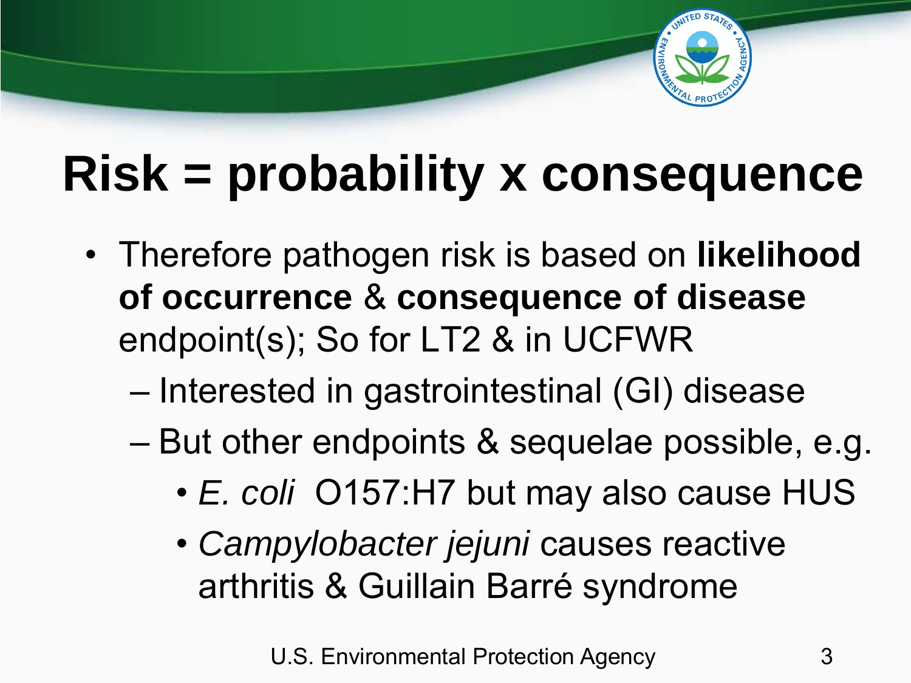# Risk = probability x consequence

- Therefore pathogen risk is based on **likelihood of occurrence** & **consequence of disease** endpoint(s); So for LT2 & in UCFWR
  - Interested in gastrointestinal (GI) disease
  - But other endpoints & sequelae possible, e.g.
    - *E. coli* O157:H7 but may also cause HUS
    - *Campylobacter jejuni* causes reactive arthritis & Guillain Barré syndrome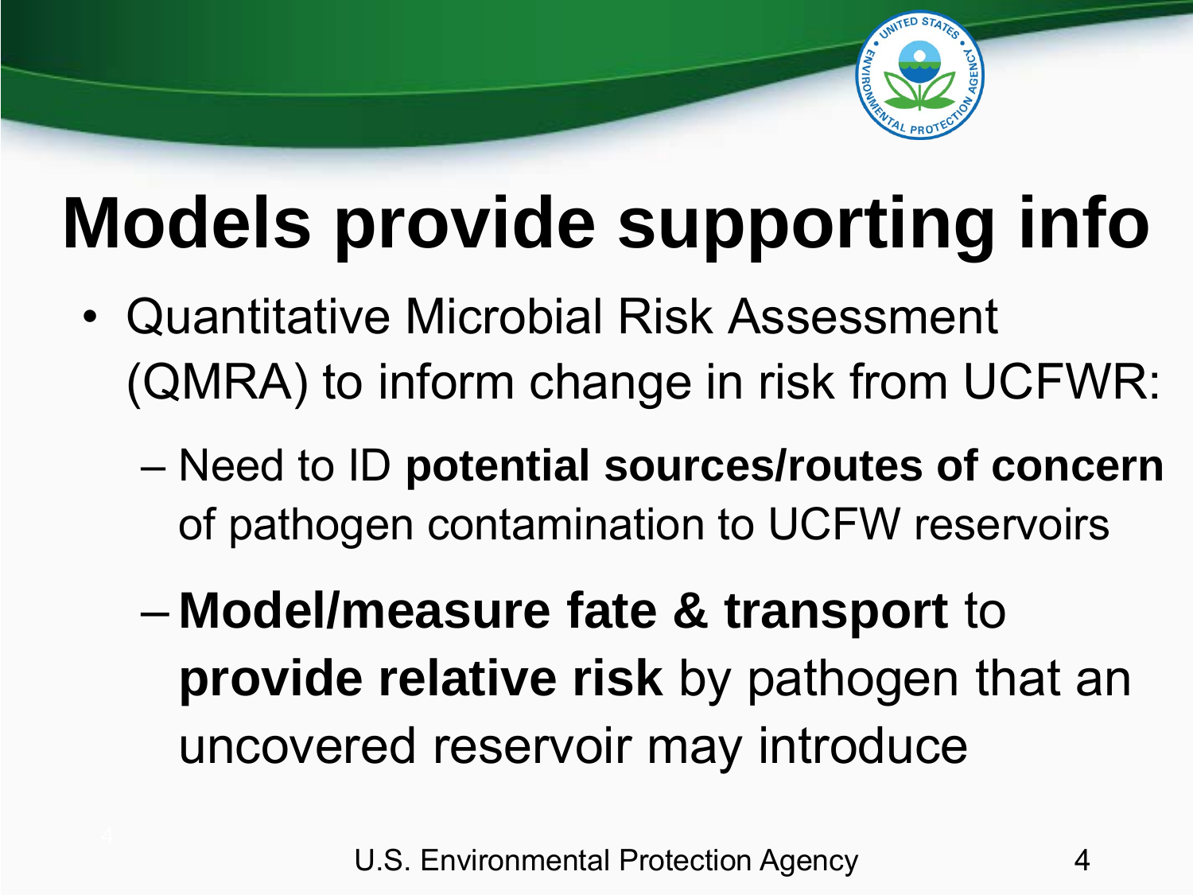# Models provide supporting info

- Quantitative Microbial Risk Assessment (QMRA) to inform change in risk from UCFWR:
  - Need to ID **potential sources/routes of concern** of pathogen contamination to UCFW reservoirs
  - **Model/measure fate & transport** to **provide relative risk** by pathogen that an uncovered reservoir may introduce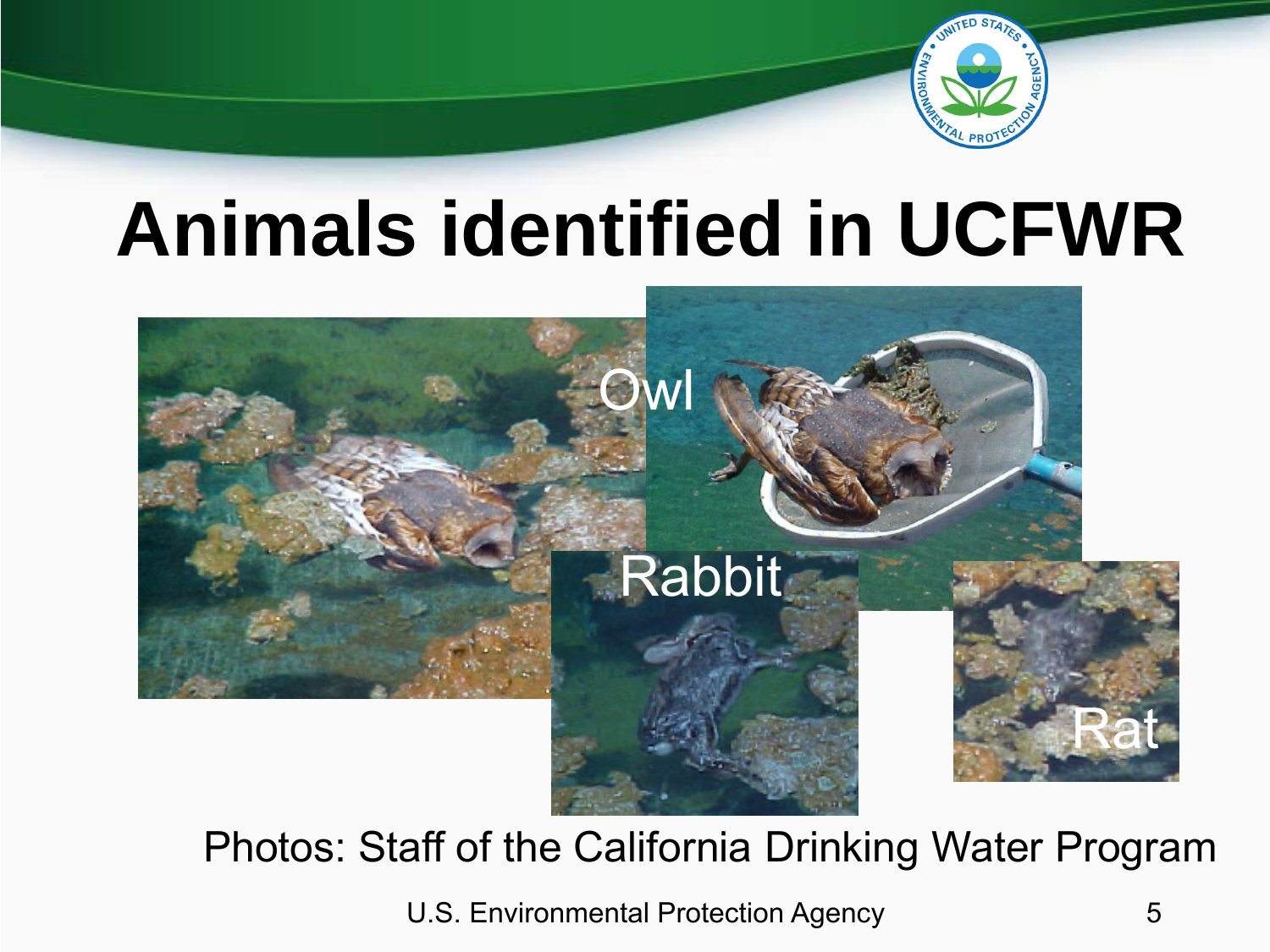# Animals identified in UCFWR

Owl

Rabbit

Rat

Photos: Staff of the California Drinking Water Program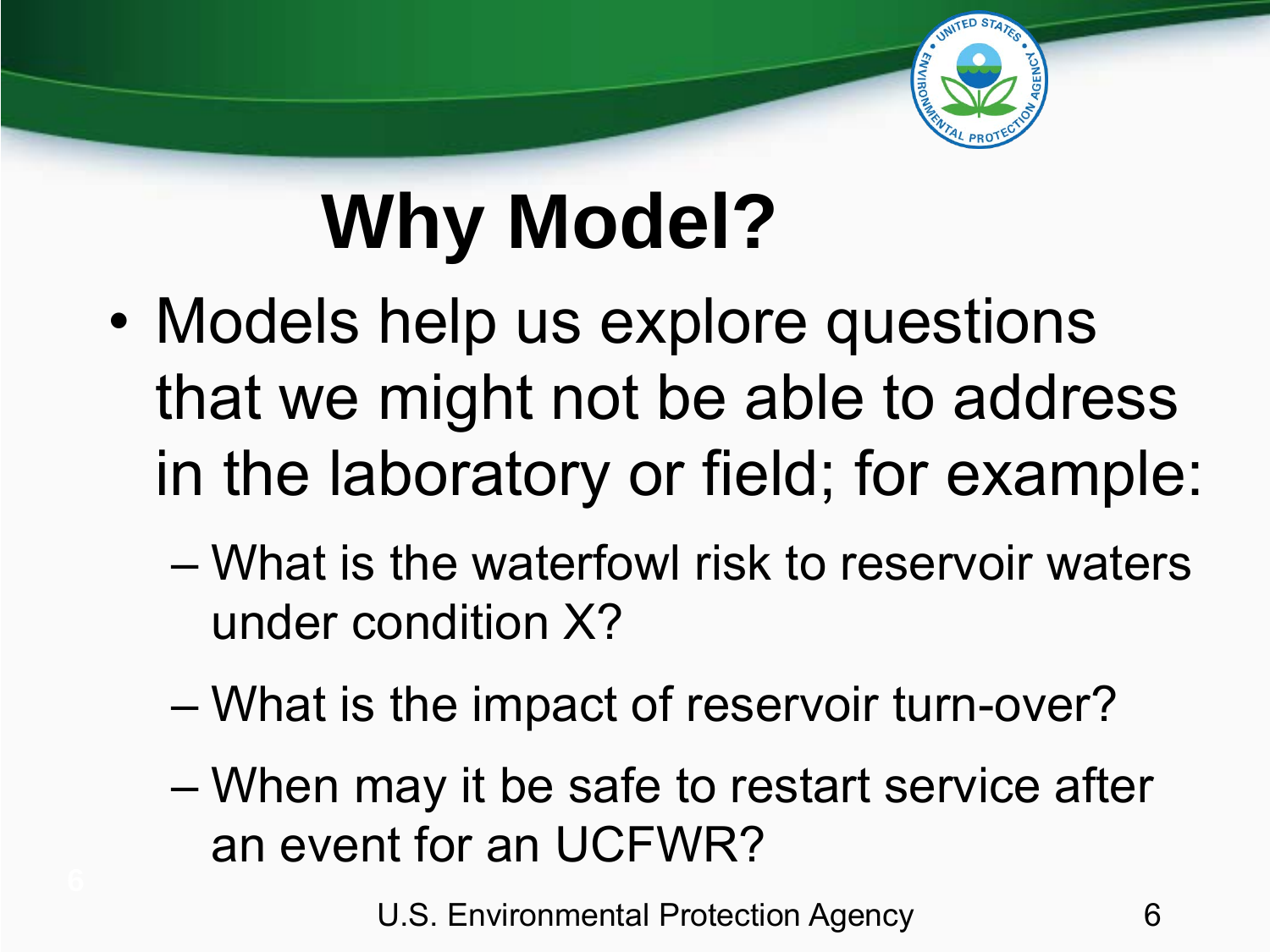# Why Model?

- Models help us explore questions that we might not be able to address in the laboratory or field; for example:
  - What is the waterfowl risk to reservoir waters under condition X?
  - What is the impact of reservoir turn-over?
  - When may it be safe to restart service after an event for an UCFWR?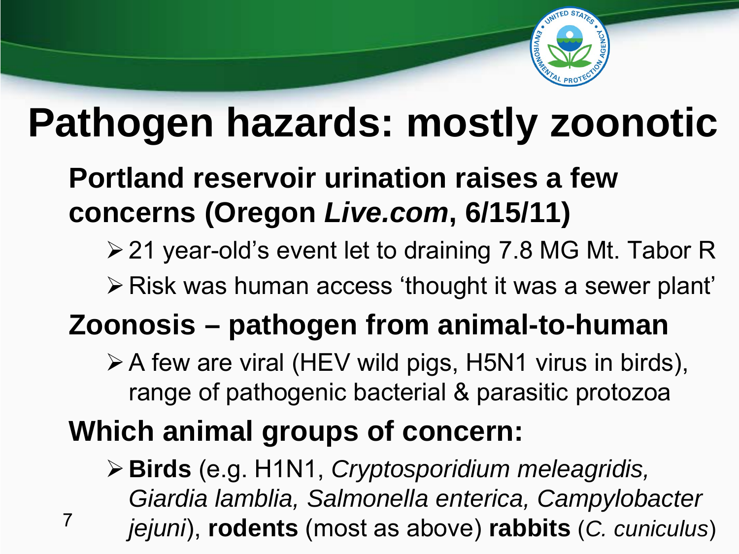# Pathogen hazards: mostly zoonotic

**Portland reservoir urination raises a few concerns (Oregon *Live.com*, 6/15/11)**

- 21 year-old's event let to draining 7.8 MG Mt. Tabor R
- Risk was human access 'thought it was a sewer plant'

**Zoonosis – pathogen from animal-to-human**

- A few are viral (HEV wild pigs, H5N1 virus in birds), range of pathogenic bacterial & parasitic protozoa

**Which animal groups of concern:**

- **Birds** (e.g. H1N1, *Cryptosporidium meleagridis, Giardia lamblia, Salmonella enterica, Campylobacter jejuni*), **rodents** (most as above) **rabbits** (*C. cuniculus*)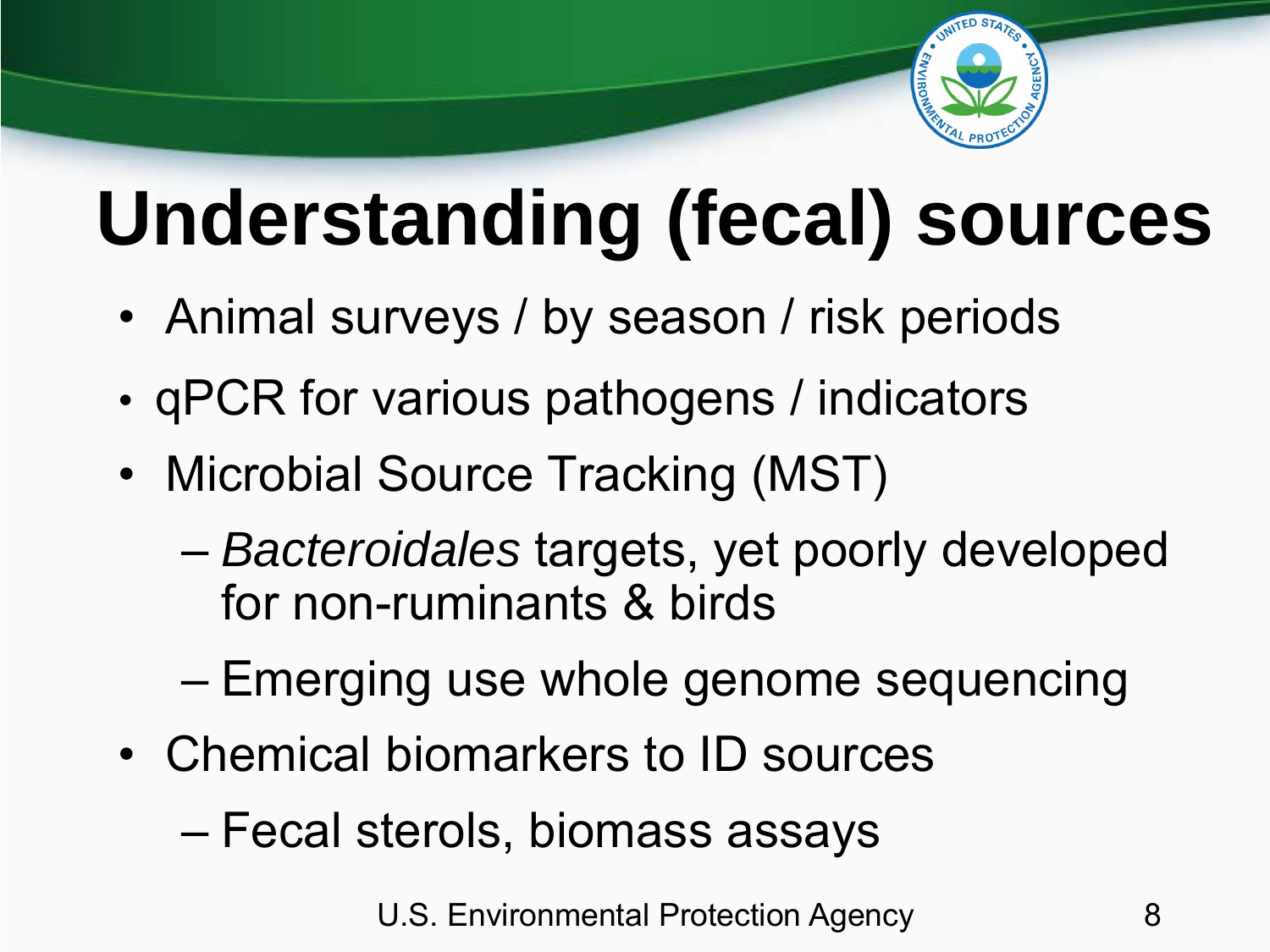# Understanding (fecal) sources

- Animal surveys / by season / risk periods
- qPCR for various pathogens / indicators
- Microbial Source Tracking (MST)
  - *Bacteroidales* targets, yet poorly developed for non-ruminants & birds
  - Emerging use whole genome sequencing
- Chemical biomarkers to ID sources
  - Fecal sterols, biomass assays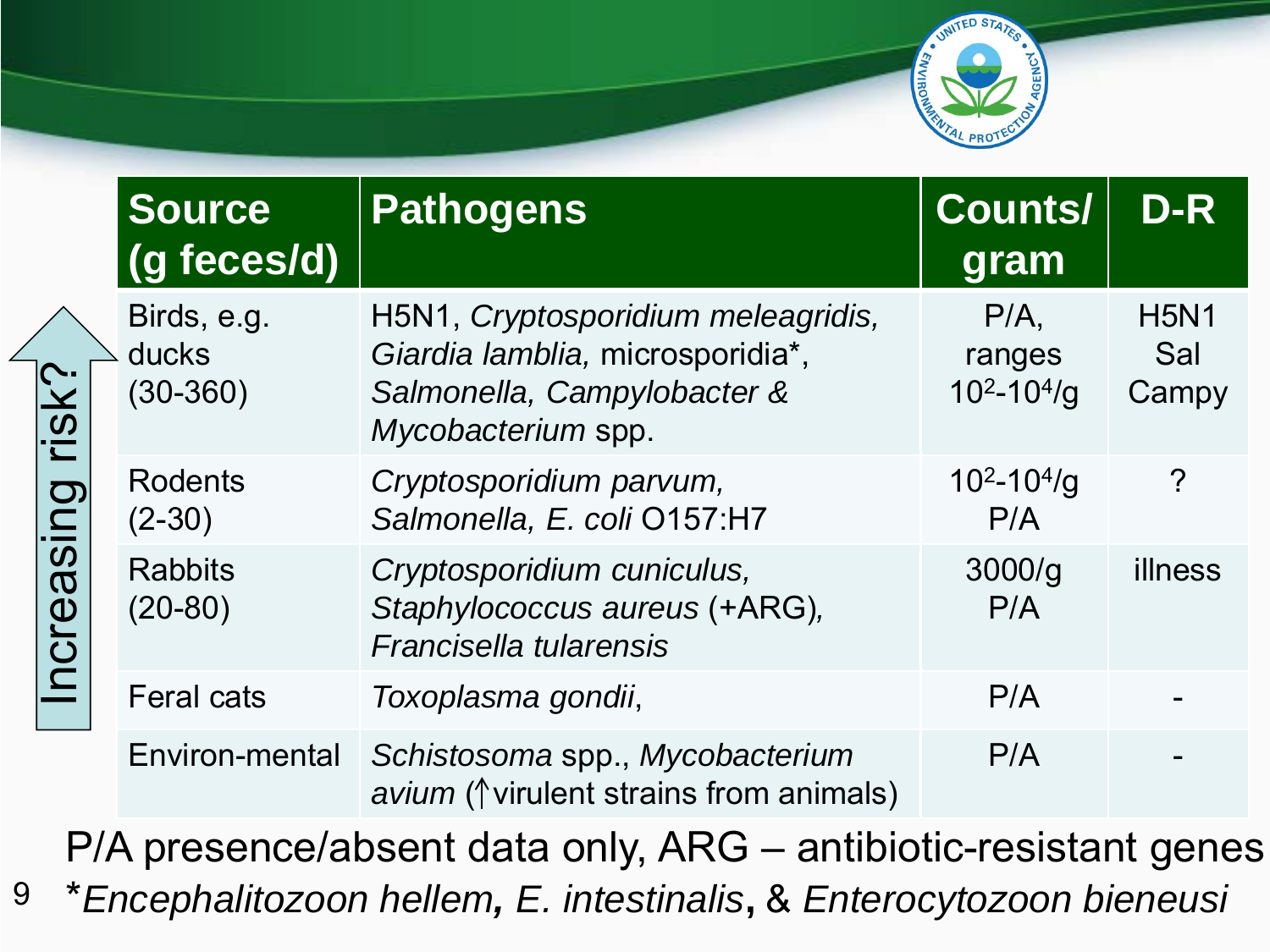| Source (g feces/d) | Pathogens | Counts/ gram | D-R |
|---|---|---|---|
| Birds, e.g. ducks (30-360) | H5N1, *Cryptosporidium meleagridis, Giardia lamblia,* microsporidia*, *Salmonella, Campylobacter & Mycobacterium* spp. | P/A, ranges $10^2$-$10^4$/g | H5N1 Sal Campy |
| Rodents (2-30) | *Cryptosporidium parvum, Salmonella, E. coli* O157:H7 | $10^2$-$10^4$/g P/A | ? |
| Rabbits (20-80) | *Cryptosporidium cuniculus, Staphylococcus aureus* (+ARG), *Francisella tularensis* | 3000/g P/A | illness |
| Feral cats | *Toxoplasma gondii*, | P/A | - |
| Environ-mental | *Schistosoma* spp., *Mycobacterium avium* (↑virulent strains from animals) | P/A | - |

Increasing risk? (arrow pointing upward, from Environmental to Birds)

P/A presence/absent data only, ARG – antibiotic-resistant genes

**Encephalitozoon hellem*, *E. intestinalis*, & *Enterocytozoon bieneusi*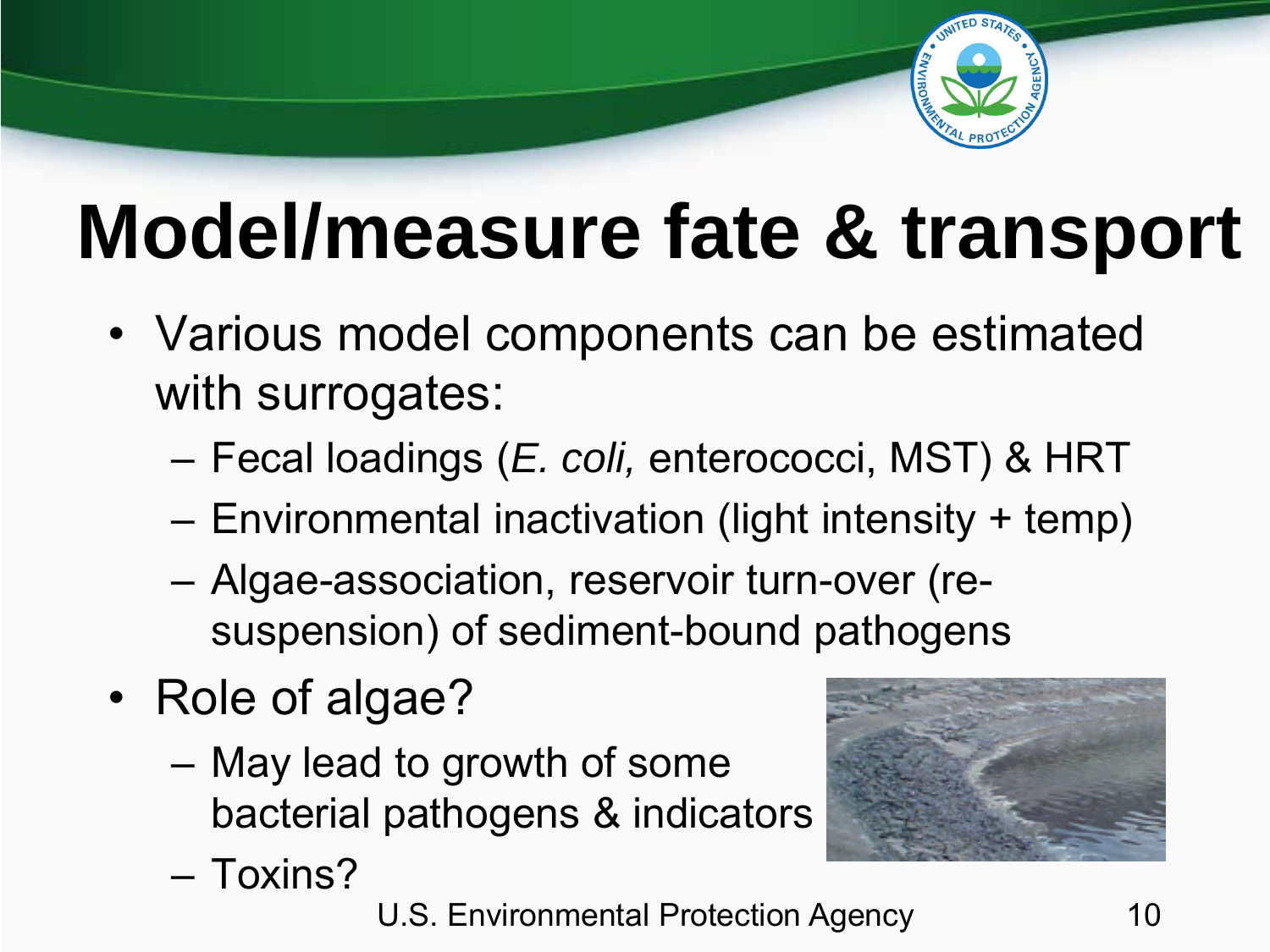# Model/measure fate & transport

- Various model components can be estimated with surrogates:
  - Fecal loadings (*E. coli,* enterococci, MST) & HRT
  - Environmental inactivation (light intensity + temp)
  - Algae-association, reservoir turn-over (re-suspension) of sediment-bound pathogens
- Role of algae?
  - May lead to growth of some bacterial pathogens & indicators
  - Toxins?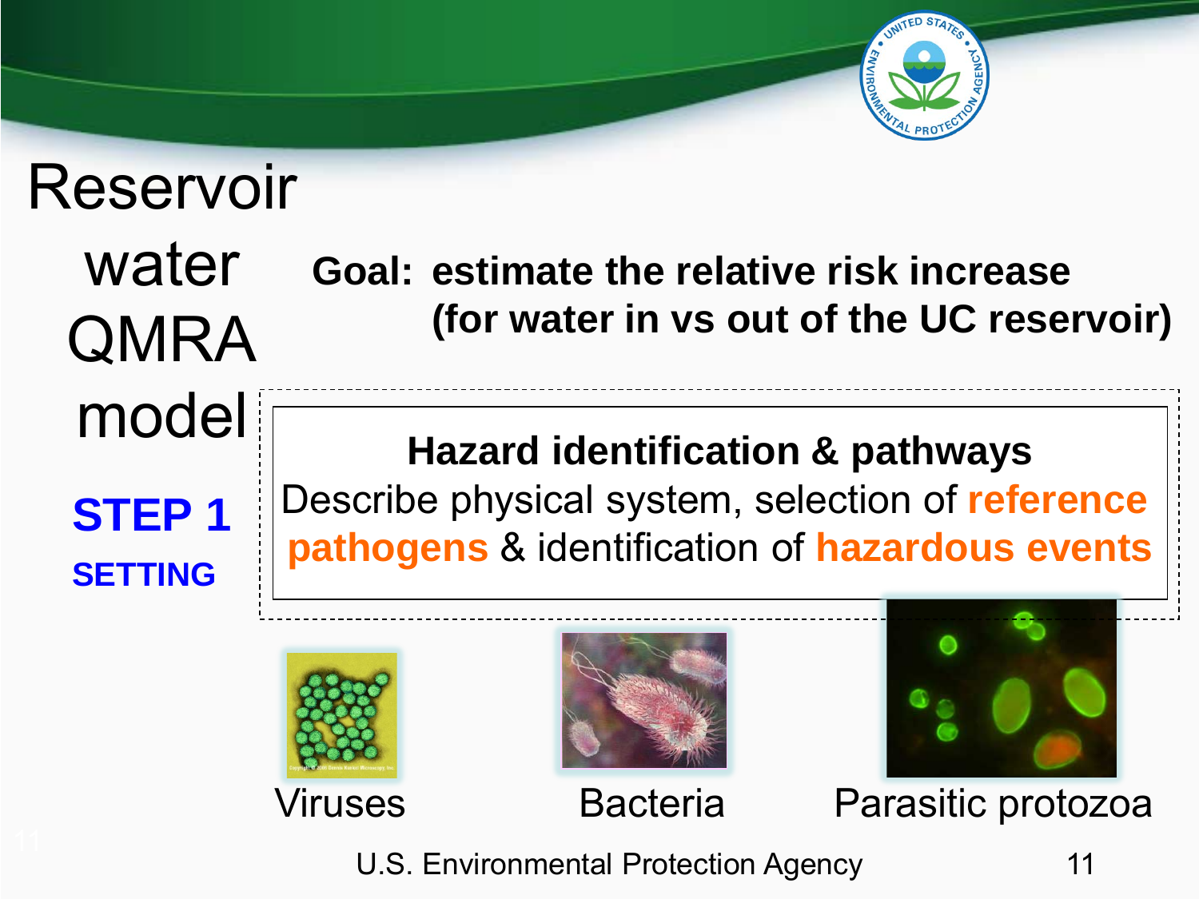# Reservoir water QMRA model

**STEP 1**

**SETTING**

**Goal: estimate the relative risk increase (for water in vs out of the UC reservoir)**

**Hazard identification & pathways**

Describe physical system, selection of **reference pathogens** & identification of **hazardous events**

Viruses

Bacteria

Parasitic protozoa

U.S. Environmental Protection Agency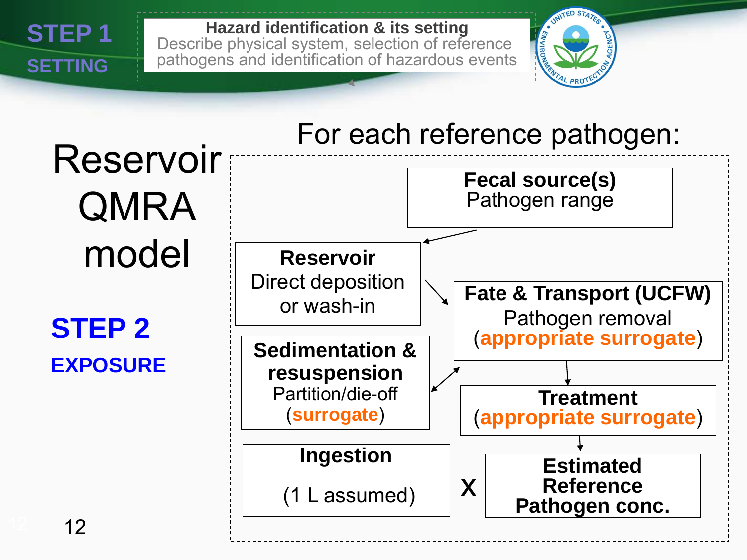**STEP 1**
**SETTING**

**Hazard identification & its setting**
Describe physical system, selection of reference pathogens and identification of hazardous events

# Reservoir QMRA model

**STEP 2**
**EXPOSURE**

For each reference pathogen:

- **Fecal source(s)**
  Pathogen range
- **Reservoir**
  Direct deposition or wash-in
- **Fate & Transport (UCFW)**
  Pathogen removal (**appropriate surrogate**)
- **Sedimentation & resuspension**
  Partition/die-off (**surrogate**)
- **Treatment**
  (**appropriate surrogate**)
- **Estimated Reference Pathogen conc.**
- **Ingestion**
  (1 L assumed)

**Ingestion** (1 L assumed) X **Estimated Reference Pathogen conc.**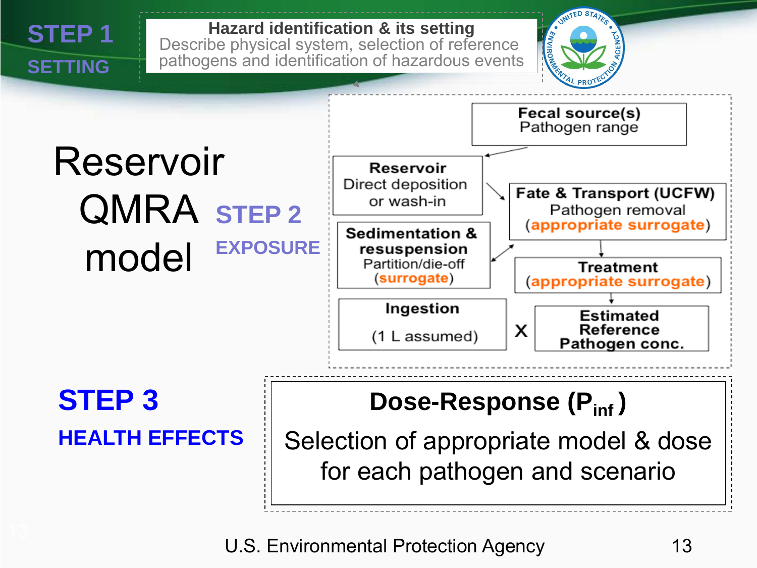## STEP 1

### SETTING

**Hazard identification & its setting**
Describe physical system, selection of reference pathogens and identification of hazardous events

# Reservoir QMRA model

## STEP 2

### EXPOSURE

**Fecal source(s)**
Pathogen range

**Reservoir**
Direct deposition or wash-in

**Fate & Transport (UCFW)**
Pathogen removal
(appropriate surrogate)

**Sedimentation & resuspension**
Partition/die-off
(surrogate)

**Treatment**
(appropriate surrogate)

**Ingestion**
(1 L assumed)

X

**Estimated Reference Pathogen conc.**

## STEP 3

### HEALTH EFFECTS

**Dose-Response ($P_{inf}$)**

Selection of appropriate model & dose for each pathogen and scenario

U.S. Environmental Protection Agency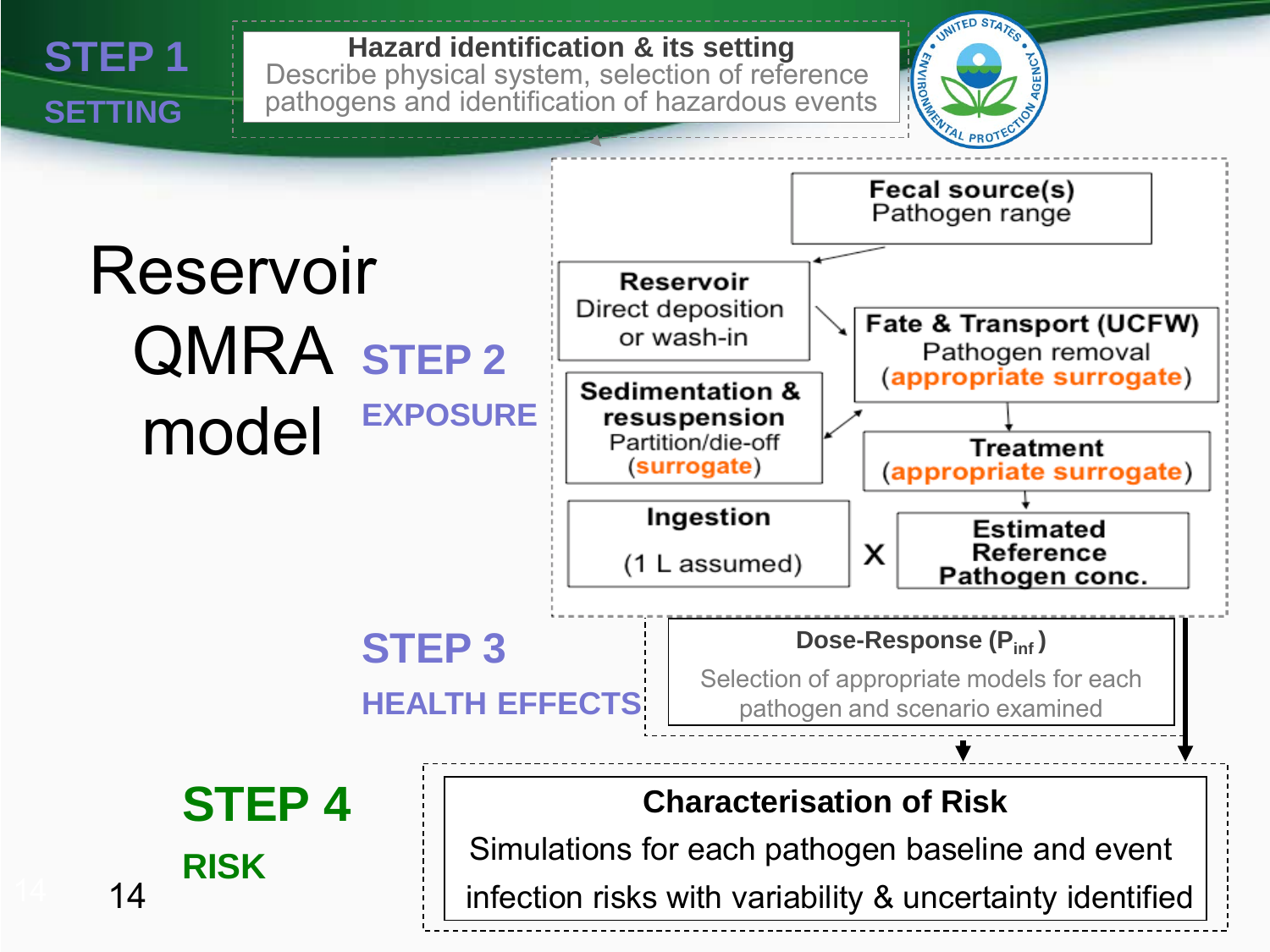# Reservoir QMRA model

## STEP 1 SETTING

**Hazard identification & its setting**
Describe physical system, selection of reference pathogens and identification of hazardous events

## STEP 2 EXPOSURE

- **Fecal source(s)**
  Pathogen range
- **Reservoir**
  Direct deposition or wash-in
- **Fate & Transport (UCFW)**
  Pathogen removal (appropriate surrogate)
- **Sedimentation & resuspension**
  Partition/die-off (surrogate)
- **Treatment**
  (appropriate surrogate)
- **Ingestion** (1 L assumed) X **Estimated Reference Pathogen conc.**

## STEP 3 HEALTH EFFECTS

**Dose-Response ($P_{inf}$)**
Selection of appropriate models for each pathogen and scenario examined

## STEP 4 RISK

**Characterisation of Risk**
Simulations for each pathogen baseline and event infection risks with variability & uncertainty identified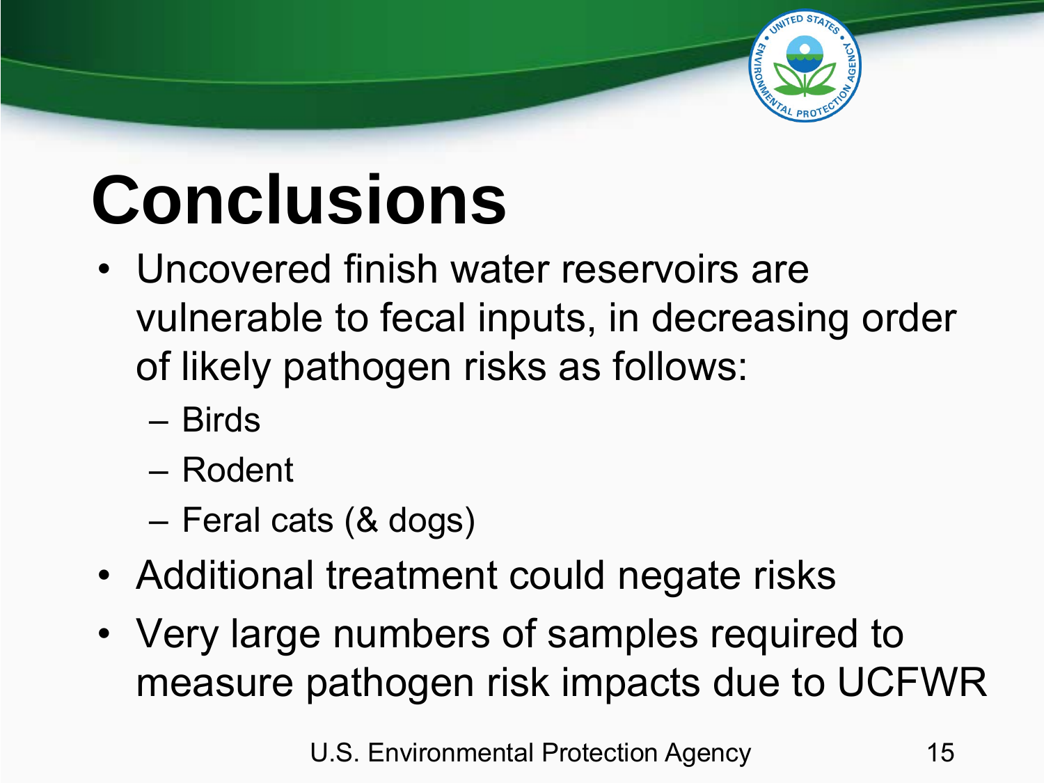# Conclusions

- Uncovered finish water reservoirs are vulnerable to fecal inputs, in decreasing order of likely pathogen risks as follows:
  - Birds
  - Rodent
  - Feral cats (& dogs)
- Additional treatment could negate risks
- Very large numbers of samples required to measure pathogen risk impacts due to UCFWR